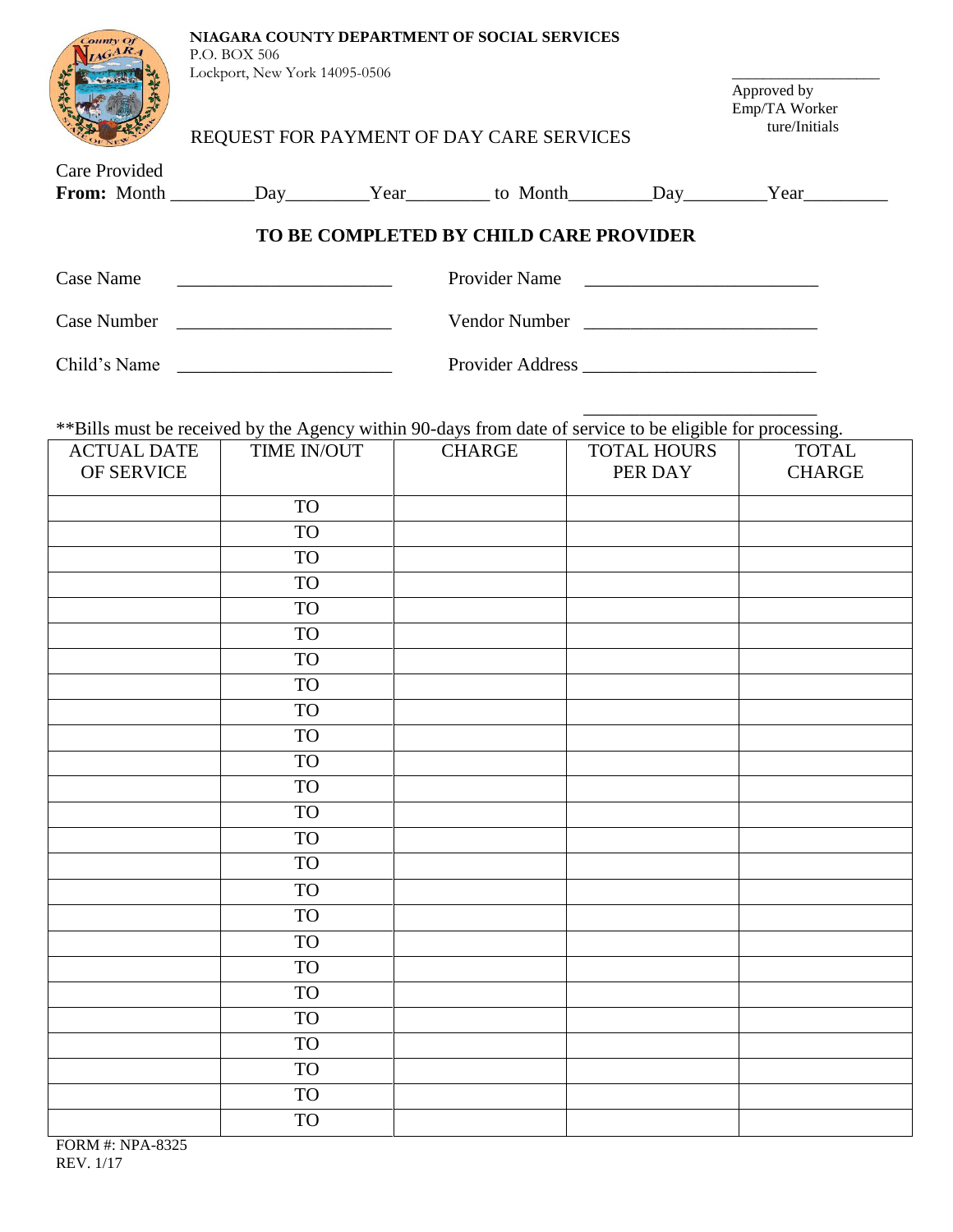**NIAGARA COUNTY DEPARTMENT OF SOCIAL SERVICES**
P.O. BOX 506
Lockport, New York 14095-0506

\_\_\_\_\_\_\_\_\_\_\_\_\_\_\_\_\_\_\_
Approved by
Emp/TA Worker
ture/Initials

REQUEST FOR PAYMENT OF DAY CARE SERVICES

Care Provided
**From:** Month \_\_\_\_\_\_\_\_\_Day\_\_\_\_\_\_\_\_\_Year\_\_\_\_\_\_\_\_\_ to Month\_\_\_\_\_\_\_\_\_Day\_\_\_\_\_\_\_\_\_Year\_\_\_\_\_\_\_\_\_

**TO BE COMPLETED BY CHILD CARE PROVIDER**

Case Name \_\_\_\_\_\_\_\_\_\_\_\_\_\_\_\_\_\_\_\_\_\_\_ Provider Name \_\_\_\_\_\_\_\_\_\_\_\_\_\_\_\_\_\_\_\_\_\_\_\_\_

Case Number \_\_\_\_\_\_\_\_\_\_\_\_\_\_\_\_\_\_\_\_\_\_\_ Vendor Number \_\_\_\_\_\_\_\_\_\_\_\_\_\_\_\_\_\_\_\_\_\_\_\_\_

Child's Name \_\_\_\_\_\_\_\_\_\_\_\_\_\_\_\_\_\_\_\_\_\_\_ Provider Address \_\_\_\_\_\_\_\_\_\_\_\_\_\_\_\_\_\_\_\_\_\_\_\_\_

\_\_\_\_\_\_\_\_\_\_\_\_\_\_\_\_\_\_\_\_\_\_\_\_\_

**Bills must be received by the Agency within 90-days from date of service to be eligible for processing.

| ACTUAL DATE OF SERVICE | TIME IN/OUT | CHARGE | TOTAL HOURS PER DAY | TOTAL CHARGE |
|---|---|---|---|---|
| | TO | | | |
| | TO | | | |
| | TO | | | |
| | TO | | | |
| | TO | | | |
| | TO | | | |
| | TO | | | |
| | TO | | | |
| | TO | | | |
| | TO | | | |
| | TO | | | |
| | TO | | | |
| | TO | | | |
| | TO | | | |
| | TO | | | |
| | TO | | | |
| | TO | | | |
| | TO | | | |
| | TO | | | |
| | TO | | | |
| | TO | | | |
| | TO | | | |
| | TO | | | |
| | TO | | | |
| | TO | | | |

FORM #: NPA-8325
REV. 1/17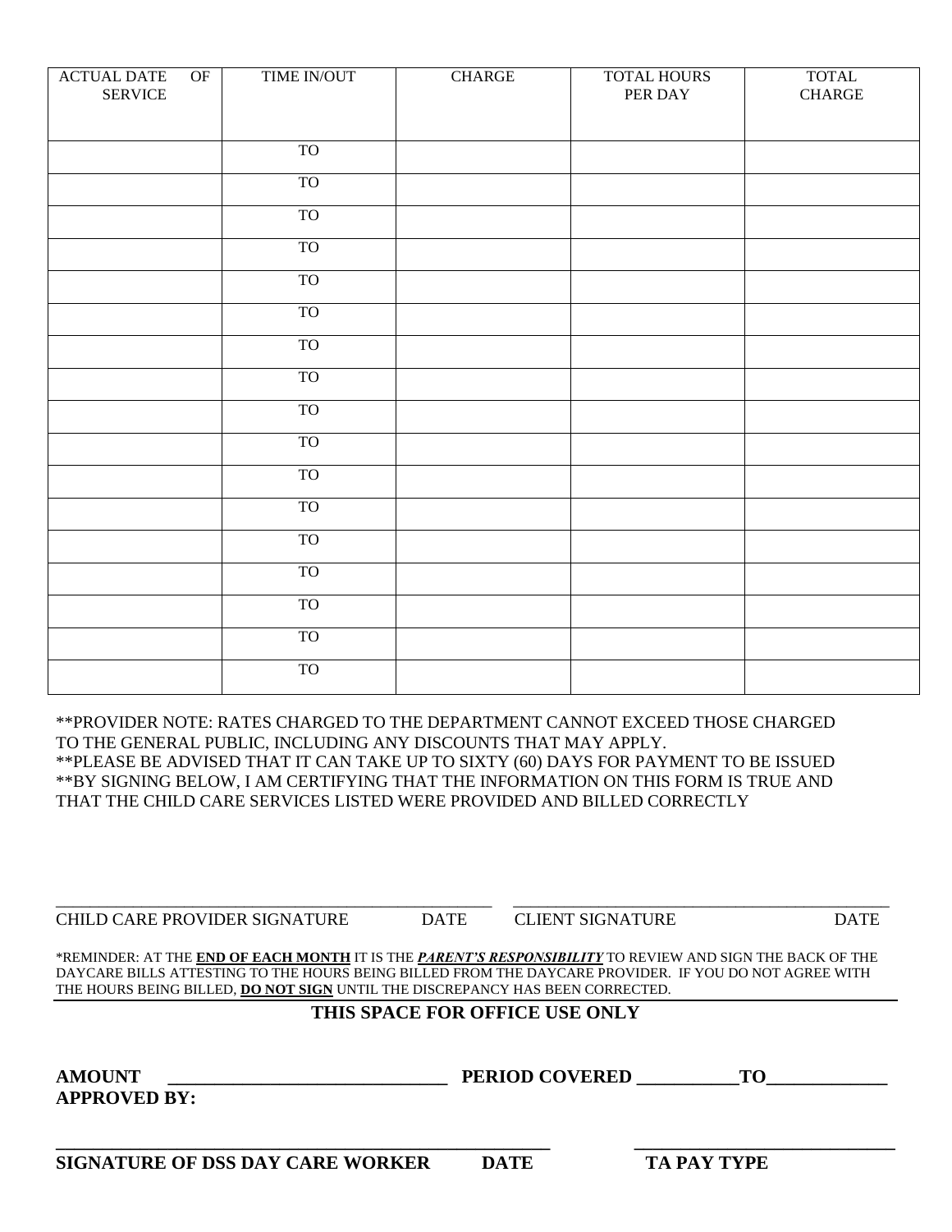| ACTUAL DATE OF SERVICE | TIME IN/OUT | CHARGE | TOTAL HOURS PER DAY | TOTAL CHARGE |
|---|---|---|---|---|
| | TO | | | |
| | TO | | | |
| | TO | | | |
| | TO | | | |
| | TO | | | |
| | TO | | | |
| | TO | | | |
| | TO | | | |
| | TO | | | |
| | TO | | | |
| | TO | | | |
| | TO | | | |
| | TO | | | |
| | TO | | | |
| | TO | | | |
| | TO | | | |
| | TO | | | |

**PROVIDER NOTE: RATES CHARGED TO THE DEPARTMENT CANNOT EXCEED THOSE CHARGED TO THE GENERAL PUBLIC, INCLUDING ANY DISCOUNTS THAT MAY APPLY.
**PLEASE BE ADVISED THAT IT CAN TAKE UP TO SIXTY (60) DAYS FOR PAYMENT TO BE ISSUED
**BY SIGNING BELOW, I AM CERTIFYING THAT THE INFORMATION ON THIS FORM IS TRUE AND THAT THE CHILD CARE SERVICES LISTED WERE PROVIDED AND BILLED CORRECTLY

_______________________________________________ _______________________________________________

CHILD CARE PROVIDER SIGNATURE DATE CLIENT SIGNATURE DATE

*REMINDER: AT THE **END OF EACH MONTH** IT IS THE ***PARENT'S RESPONSIBILITY*** TO REVIEW AND SIGN THE BACK OF THE DAYCARE BILLS ATTESTING TO THE HOURS BEING BILLED FROM THE DAYCARE PROVIDER. IF YOU DO NOT AGREE WITH THE HOURS BEING BILLED, **DO NOT SIGN** UNTIL THE DISCREPANCY HAS BEEN CORRECTED.

## THIS SPACE FOR OFFICE USE ONLY

**AMOUNT APPROVED BY:** ______________________________ **PERIOD COVERED** ___________**TO**_____________

_______________________________________________ ____________________________

**SIGNATURE OF DSS DAY CARE WORKER DATE TA PAY TYPE**